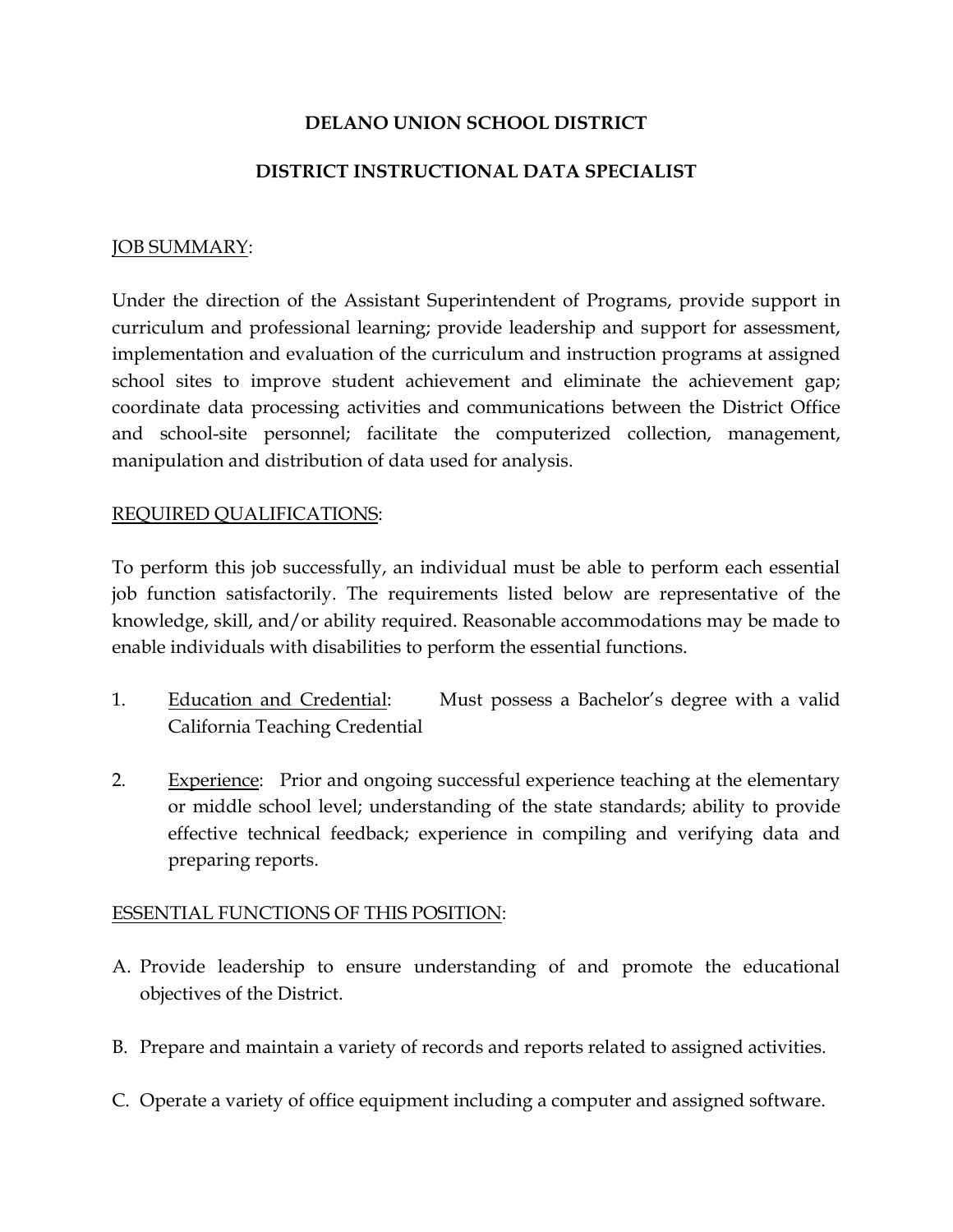# DELANO UNION SCHOOL DISTRICT

## DISTRICT INSTRUCTIONAL DATA SPECIALIST

JOB SUMMARY:

Under the direction of the Assistant Superintendent of Programs, provide support in curriculum and professional learning; provide leadership and support for assessment, implementation and evaluation of the curriculum and instruction programs at assigned school sites to improve student achievement and eliminate the achievement gap; coordinate data processing activities and communications between the District Office and school-site personnel; facilitate the computerized collection, management, manipulation and distribution of data used for analysis.

REQUIRED QUALIFICATIONS:

To perform this job successfully, an individual must be able to perform each essential job function satisfactorily. The requirements listed below are representative of the knowledge, skill, and/or ability required. Reasonable accommodations may be made to enable individuals with disabilities to perform the essential functions.

1. Education and Credential: Must possess a Bachelor's degree with a valid California Teaching Credential

2. Experience: Prior and ongoing successful experience teaching at the elementary or middle school level; understanding of the state standards; ability to provide effective technical feedback; experience in compiling and verifying data and preparing reports.

ESSENTIAL FUNCTIONS OF THIS POSITION:

A. Provide leadership to ensure understanding of and promote the educational objectives of the District.

B. Prepare and maintain a variety of records and reports related to assigned activities.

C. Operate a variety of office equipment including a computer and assigned software.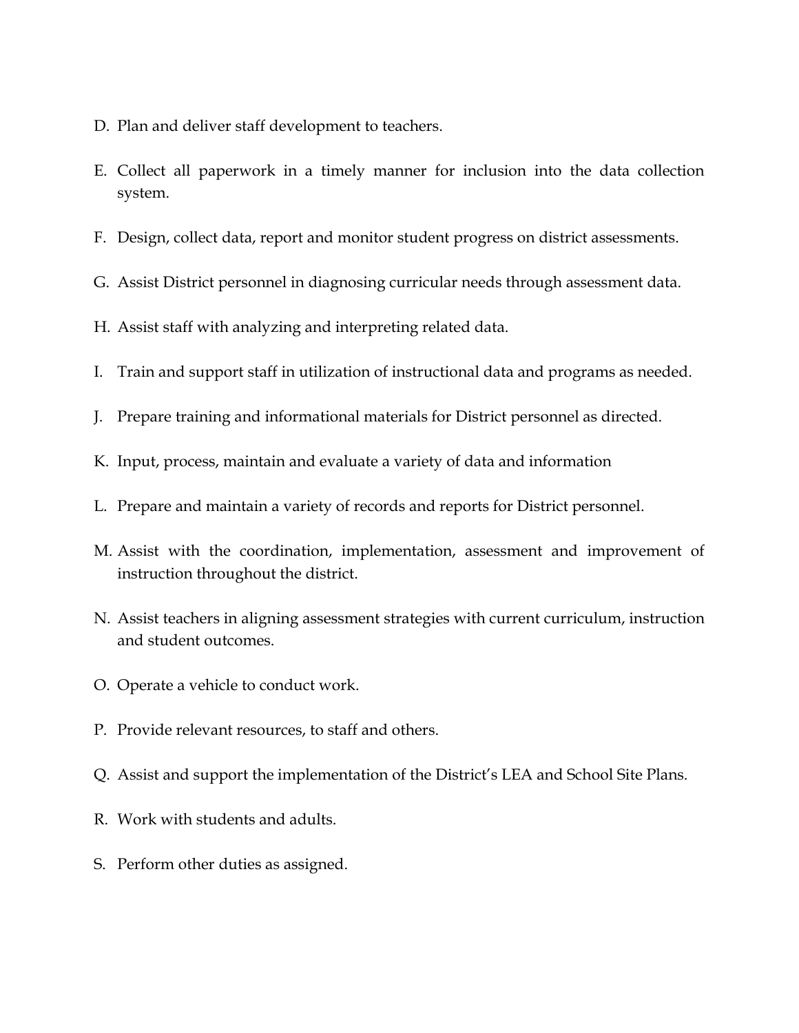D. Plan and deliver staff development to teachers.

E. Collect all paperwork in a timely manner for inclusion into the data collection system.

F. Design, collect data, report and monitor student progress on district assessments.

G. Assist District personnel in diagnosing curricular needs through assessment data.

H. Assist staff with analyzing and interpreting related data.

I. Train and support staff in utilization of instructional data and programs as needed.

J. Prepare training and informational materials for District personnel as directed.

K. Input, process, maintain and evaluate a variety of data and information

L. Prepare and maintain a variety of records and reports for District personnel.

M. Assist with the coordination, implementation, assessment and improvement of instruction throughout the district.

N. Assist teachers in aligning assessment strategies with current curriculum, instruction and student outcomes.

O. Operate a vehicle to conduct work.

P. Provide relevant resources, to staff and others.

Q. Assist and support the implementation of the District's LEA and School Site Plans.

R. Work with students and adults.

S. Perform other duties as assigned.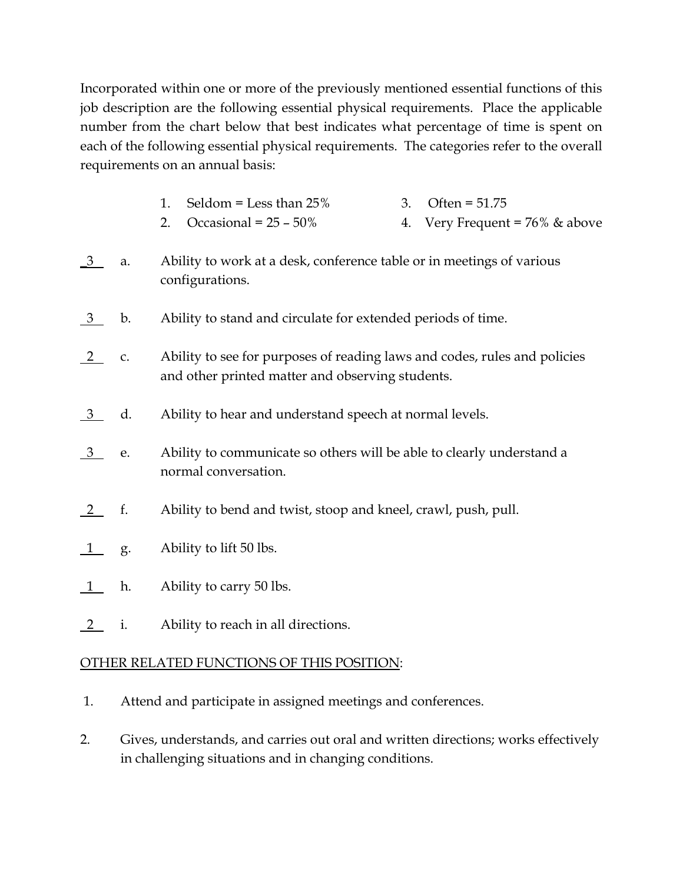Incorporated within one or more of the previously mentioned essential functions of this job description are the following essential physical requirements. Place the applicable number from the chart below that best indicates what percentage of time is spent on each of the following essential physical requirements. The categories refer to the overall requirements on an annual basis:

1. Seldom = Less than 25%
2. Occasional = 25 – 50%
3. Often = 51.75
4. Very Frequent = 76% & above

__3__ a. Ability to work at a desk, conference table or in meetings of various configurations.

__3__ b. Ability to stand and circulate for extended periods of time.

__2__ c. Ability to see for purposes of reading laws and codes, rules and policies and other printed matter and observing students.

__3__ d. Ability to hear and understand speech at normal levels.

__3__ e. Ability to communicate so others will be able to clearly understand a normal conversation.

__2__ f. Ability to bend and twist, stoop and kneel, crawl, push, pull.

__1__ g. Ability to lift 50 lbs.

__1__ h. Ability to carry 50 lbs.

__2__ i. Ability to reach in all directions.

<u>OTHER RELATED FUNCTIONS OF THIS POSITION</u>:

1. Attend and participate in assigned meetings and conferences.

2. Gives, understands, and carries out oral and written directions; works effectively in challenging situations and in changing conditions.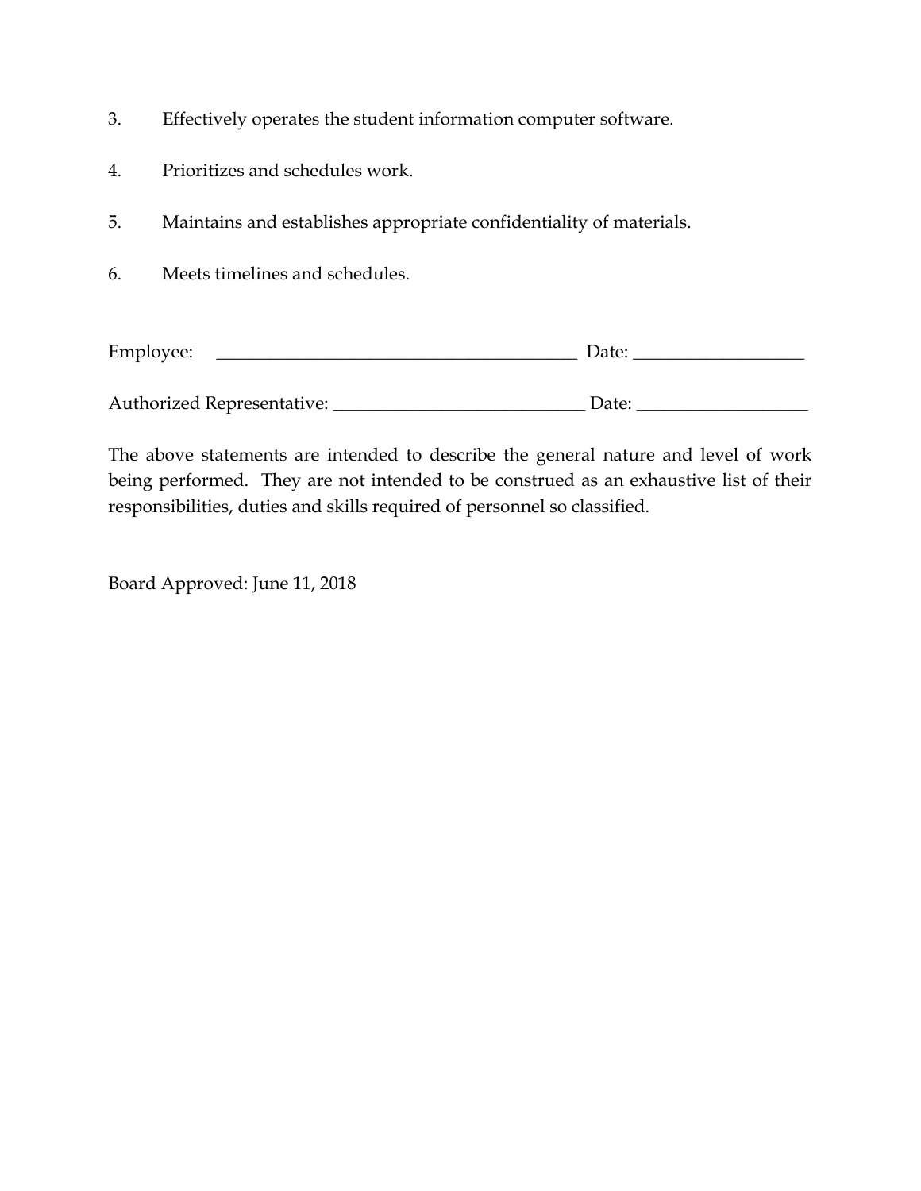3. Effectively operates the student information computer software.

4. Prioritizes and schedules work.

5. Maintains and establishes appropriate confidentiality of materials.

6. Meets timelines and schedules.

Employee: ________________________________________ Date: ___________________

Authorized Representative: ____________________________ Date: ___________________

The above statements are intended to describe the general nature and level of work being performed. They are not intended to be construed as an exhaustive list of their responsibilities, duties and skills required of personnel so classified.

Board Approved: June 11, 2018